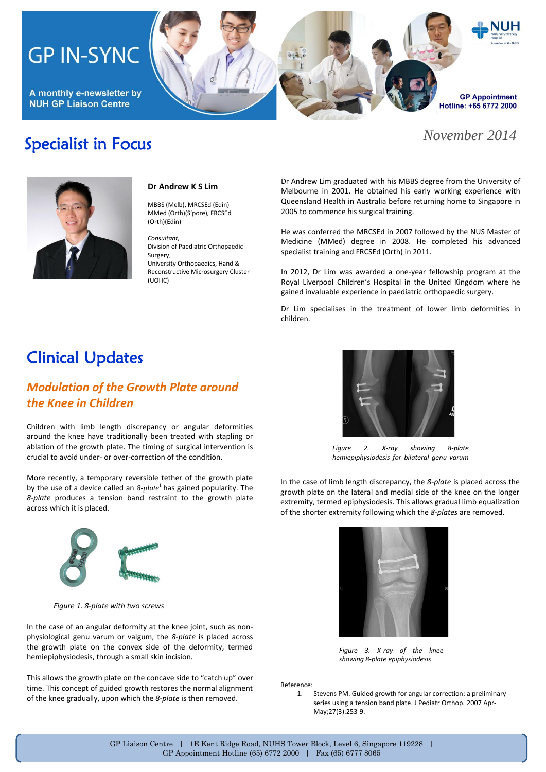# GP IN-SYNC

A monthly e-newsletter by NUH GP Liaison Centre

GP Appointment Hotline: +65 6772 2000

*November 2014*

## Specialist in Focus

**Dr Andrew K S Lim**

MBBS (Melb), MRCSEd (Edin)
MMed (Orth)(S'pore), FRCSEd (Orth)(Edin)

*Consultant,*
Division of Paediatric Orthopaedic Surgery,
University Orthopaedics, Hand & Reconstructive Microsurgery Cluster (UOHC)

Dr Andrew Lim graduated with his MBBS degree from the University of Melbourne in 2001. He obtained his early working experience with Queensland Health in Australia before returning home to Singapore in 2005 to commence his surgical training.

He was conferred the MRCSEd in 2007 followed by the NUS Master of Medicine (MMed) degree in 2008. He completed his advanced specialist training and FRCSEd (Orth) in 2011.

In 2012, Dr Lim was awarded a one-year fellowship program at the Royal Liverpool Children's Hospital in the United Kingdom where he gained invaluable experience in paediatric orthopaedic surgery.

Dr Lim specialises in the treatment of lower limb deformities in children.

## Clinical Updates

### *Modulation of the Growth Plate around the Knee in Children*

Children with limb length discrepancy or angular deformities around the knee have traditionally been treated with stapling or ablation of the growth plate. The timing of surgical intervention is crucial to avoid under- or over-correction of the condition.

More recently, a temporary reversible tether of the growth plate by the use of a device called an *8-plate*[1] has gained popularity. The *8-plate* produces a tension band restraint to the growth plate across which it is placed.

*Figure 1. 8-plate with two screws*

In the case of an angular deformity at the knee joint, such as non-physiological genu varum or valgum, the *8-plate* is placed across the growth plate on the convex side of the deformity, termed hemiepiphysiodesis, through a small skin incision.

This allows the growth plate on the concave side to "catch up" over time. This concept of guided growth restores the normal alignment of the knee gradually, upon which the *8-plate* is then removed.

*Figure 2. X-ray showing 8-plate hemiepiphysiodesis for bilateral genu varum*

In the case of limb length discrepancy, the *8-plate* is placed across the growth plate on the lateral and medial side of the knee on the longer extremity, termed epiphysiodesis. This allows gradual limb equalization of the shorter extremity following which the *8-plates* are removed.

*Figure 3. X-ray of the knee showing 8-plate epiphysiodesis*

Reference:

1. Stevens PM. Guided growth for angular correction: a preliminary series using a tension band plate. J Pediatr Orthop. 2007 Apr-May;27(3):253-9.

GP Liaison Centre | 1E Kent Ridge Road, NUHS Tower Block, Level 6, Singapore 119228 | GP Appointment Hotline (65) 6772 2000 | Fax (65) 6777 8065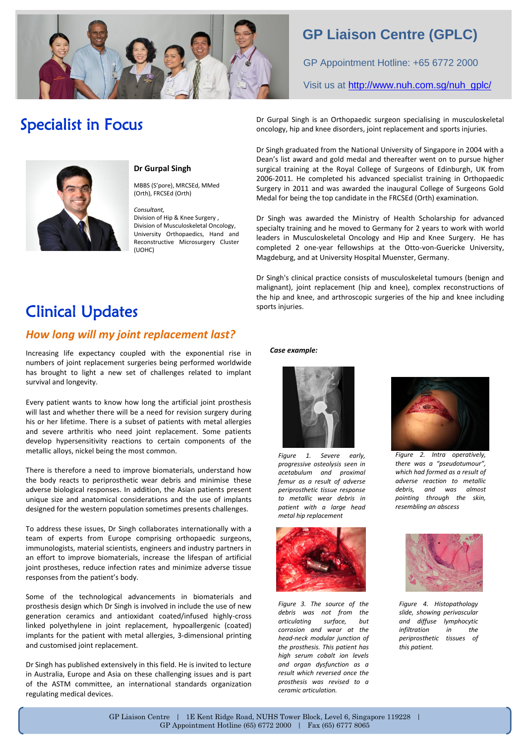# GP Liaison Centre (GPLC)

GP Appointment Hotline: +65 6772 2000

Visit us at http://www.nuh.com.sg/nuh_gplc/

## Specialist in Focus

**Dr Gurpal Singh**

MBBS (S'pore), MRCSEd, MMed (Orth), FRCSEd (Orth)

*Consultant,*
Division of Hip & Knee Surgery,
Division of Musculoskeletal Oncology,
University Orthopaedics, Hand and Reconstructive Microsurgery Cluster (UOHC)

Dr Gurpal Singh is an Orthopaedic surgeon specialising in musculoskeletal oncology, hip and knee disorders, joint replacement and sports injuries.

Dr Singh graduated from the National University of Singapore in 2004 with a Dean's list award and gold medal and thereafter went on to pursue higher surgical training at the Royal College of Surgeons of Edinburgh, UK from 2006-2011. He completed his advanced specialist training in Orthopaedic Surgery in 2011 and was awarded the inaugural College of Surgeons Gold Medal for being the top candidate in the FRCSEd (Orth) examination.

Dr Singh was awarded the Ministry of Health Scholarship for advanced specialty training and he moved to Germany for 2 years to work with world leaders in Musculoskeletal Oncology and Hip and Knee Surgery. He has completed 2 one-year fellowships at the Otto-von-Guericke University, Magdeburg, and at University Hospital Muenster, Germany.

Dr Singh's clinical practice consists of musculoskeletal tumours (benign and malignant), joint replacement (hip and knee), complex reconstructions of the hip and knee, and arthroscopic surgeries of the hip and knee including sports injuries.

## Clinical Updates

### *How long will my joint replacement last?*

Increasing life expectancy coupled with the exponential rise in numbers of joint replacement surgeries being performed worldwide has brought to light a new set of challenges related to implant survival and longevity.

Every patient wants to know how long the artificial joint prosthesis will last and whether there will be a need for revision surgery during his or her lifetime. There is a subset of patients with metal allergies and severe arthritis who need joint replacement. Some patients develop hypersensitivity reactions to certain components of the metallic alloys, nickel being the most common.

There is therefore a need to improve biomaterials, understand how the body reacts to periprosthetic wear debris and minimise these adverse biological responses. In addition, the Asian patients present unique size and anatomical considerations and the use of implants designed for the western population sometimes presents challenges.

To address these issues, Dr Singh collaborates internationally with a team of experts from Europe comprising orthopaedic surgeons, immunologists, material scientists, engineers and industry partners in an effort to improve biomaterials, increase the lifespan of artificial joint prostheses, reduce infection rates and minimize adverse tissue responses from the patient's body.

Some of the technological advancements in biomaterials and prosthesis design which Dr Singh is involved in include the use of new generation ceramics and antioxidant coated/infused highly-cross linked polyethylene in joint replacement, hypoallergenic (coated) implants for the patient with metal allergies, 3-dimensional printing and customised joint replacement.

Dr Singh has published extensively in this field. He is invited to lecture in Australia, Europe and Asia on these challenging issues and is part of the ASTM committee, an international standards organization regulating medical devices.

***Case example:***

*Figure 1. Severe early, progressive osteolysis seen in acetabulum and proximal femur as a result of adverse periprosthetic tissue response to metallic wear debris in patient with a large head metal hip replacement*

*Figure 2. Intra operatively, there was a "pseudotumour", which had formed as a result of adverse reaction to metallic debris, and was almost pointing through the skin, resembling an abscess*

*Figure 3. The source of the debris was not from the articulating surface, but corrosion and wear at the head-neck modular junction of the prosthesis. This patient has high serum cobalt ion levels and organ dysfunction as a result which reversed once the prosthesis was revised to a ceramic articulation.*

*Figure 4. Histopathology slide, showing perivascular and diffuse lymphocytic infiltration in the periprosthetic tissues of this patient.*

GP Liaison Centre | 1E Kent Ridge Road, NUHS Tower Block, Level 6, Singapore 119228 | GP Appointment Hotline (65) 6772 2000 | Fax (65) 6777 8065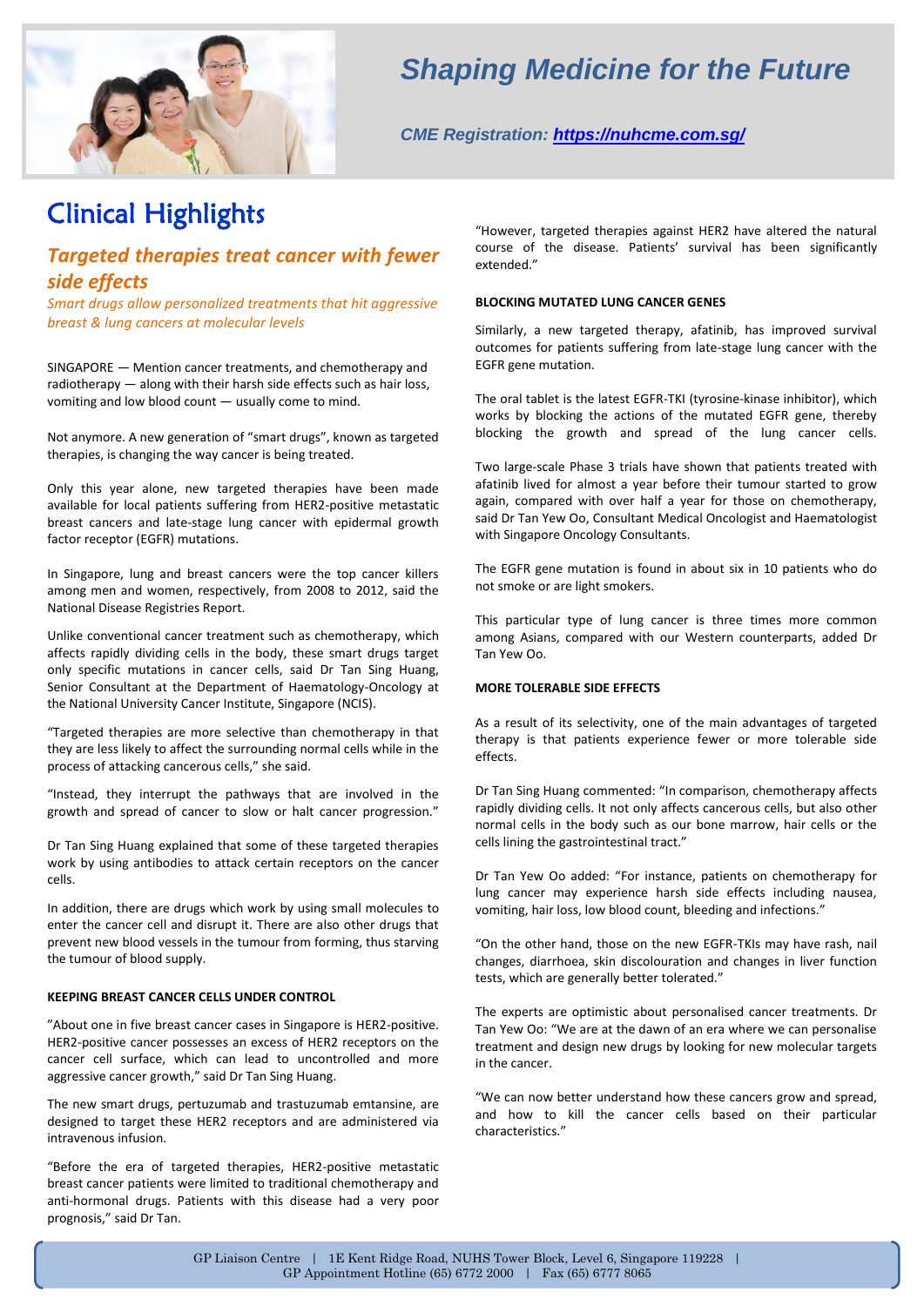# Shaping Medicine for the Future

*CME Registration: [https://nuhcme.com.sg/](https://nuhcme.com.sg/)*

# Clinical Highlights

## *Targeted therapies treat cancer with fewer side effects*

*Smart drugs allow personalized treatments that hit aggressive breast & lung cancers at molecular levels*

SINGAPORE — Mention cancer treatments, and chemotherapy and radiotherapy — along with their harsh side effects such as hair loss, vomiting and low blood count — usually come to mind.

Not anymore. A new generation of "smart drugs", known as targeted therapies, is changing the way cancer is being treated.

Only this year alone, new targeted therapies have been made available for local patients suffering from HER2-positive metastatic breast cancers and late-stage lung cancer with epidermal growth factor receptor (EGFR) mutations.

In Singapore, lung and breast cancers were the top cancer killers among men and women, respectively, from 2008 to 2012, said the National Disease Registries Report.

Unlike conventional cancer treatment such as chemotherapy, which affects rapidly dividing cells in the body, these smart drugs target only specific mutations in cancer cells, said Dr Tan Sing Huang, Senior Consultant at the Department of Haematology-Oncology at the National University Cancer Institute, Singapore (NCIS).

"Targeted therapies are more selective than chemotherapy in that they are less likely to affect the surrounding normal cells while in the process of attacking cancerous cells," she said.

"Instead, they interrupt the pathways that are involved in the growth and spread of cancer to slow or halt cancer progression."

Dr Tan Sing Huang explained that some of these targeted therapies work by using antibodies to attack certain receptors on the cancer cells.

In addition, there are drugs which work by using small molecules to enter the cancer cell and disrupt it. There are also other drugs that prevent new blood vessels in the tumour from forming, thus starving the tumour of blood supply.

**KEEPING BREAST CANCER CELLS UNDER CONTROL**

"About one in five breast cancer cases in Singapore is HER2-positive. HER2-positive cancer possesses an excess of HER2 receptors on the cancer cell surface, which can lead to uncontrolled and more aggressive cancer growth," said Dr Tan Sing Huang.

The new smart drugs, pertuzumab and trastuzumab emtansine, are designed to target these HER2 receptors and are administered via intravenous infusion.

"Before the era of targeted therapies, HER2-positive metastatic breast cancer patients were limited to traditional chemotherapy and anti-hormonal drugs. Patients with this disease had a very poor prognosis," said Dr Tan.

"However, targeted therapies against HER2 have altered the natural course of the disease. Patients' survival has been significantly extended."

**BLOCKING MUTATED LUNG CANCER GENES**

Similarly, a new targeted therapy, afatinib, has improved survival outcomes for patients suffering from late-stage lung cancer with the EGFR gene mutation.

The oral tablet is the latest EGFR-TKI (tyrosine-kinase inhibitor), which works by blocking the actions of the mutated EGFR gene, thereby blocking the growth and spread of the lung cancer cells.

Two large-scale Phase 3 trials have shown that patients treated with afatinib lived for almost a year before their tumour started to grow again, compared with over half a year for those on chemotherapy, said Dr Tan Yew Oo, Consultant Medical Oncologist and Haematologist with Singapore Oncology Consultants.

The EGFR gene mutation is found in about six in 10 patients who do not smoke or are light smokers.

This particular type of lung cancer is three times more common among Asians, compared with our Western counterparts, added Dr Tan Yew Oo.

**MORE TOLERABLE SIDE EFFECTS**

As a result of its selectivity, one of the main advantages of targeted therapy is that patients experience fewer or more tolerable side effects.

Dr Tan Sing Huang commented: "In comparison, chemotherapy affects rapidly dividing cells. It not only affects cancerous cells, but also other normal cells in the body such as our bone marrow, hair cells or the cells lining the gastrointestinal tract."

Dr Tan Yew Oo added: "For instance, patients on chemotherapy for lung cancer may experience harsh side effects including nausea, vomiting, hair loss, low blood count, bleeding and infections."

"On the other hand, those on the new EGFR-TKIs may have rash, nail changes, diarrhoea, skin discolouration and changes in liver function tests, which are generally better tolerated."

The experts are optimistic about personalised cancer treatments. Dr Tan Yew Oo: "We are at the dawn of an era where we can personalise treatment and design new drugs by looking for new molecular targets in the cancer.

"We can now better understand how these cancers grow and spread, and how to kill the cancer cells based on their particular characteristics."

GP Liaison Centre | 1E Kent Ridge Road, NUHS Tower Block, Level 6, Singapore 119228 | GP Appointment Hotline (65) 6772 2000 | Fax (65) 6777 8065